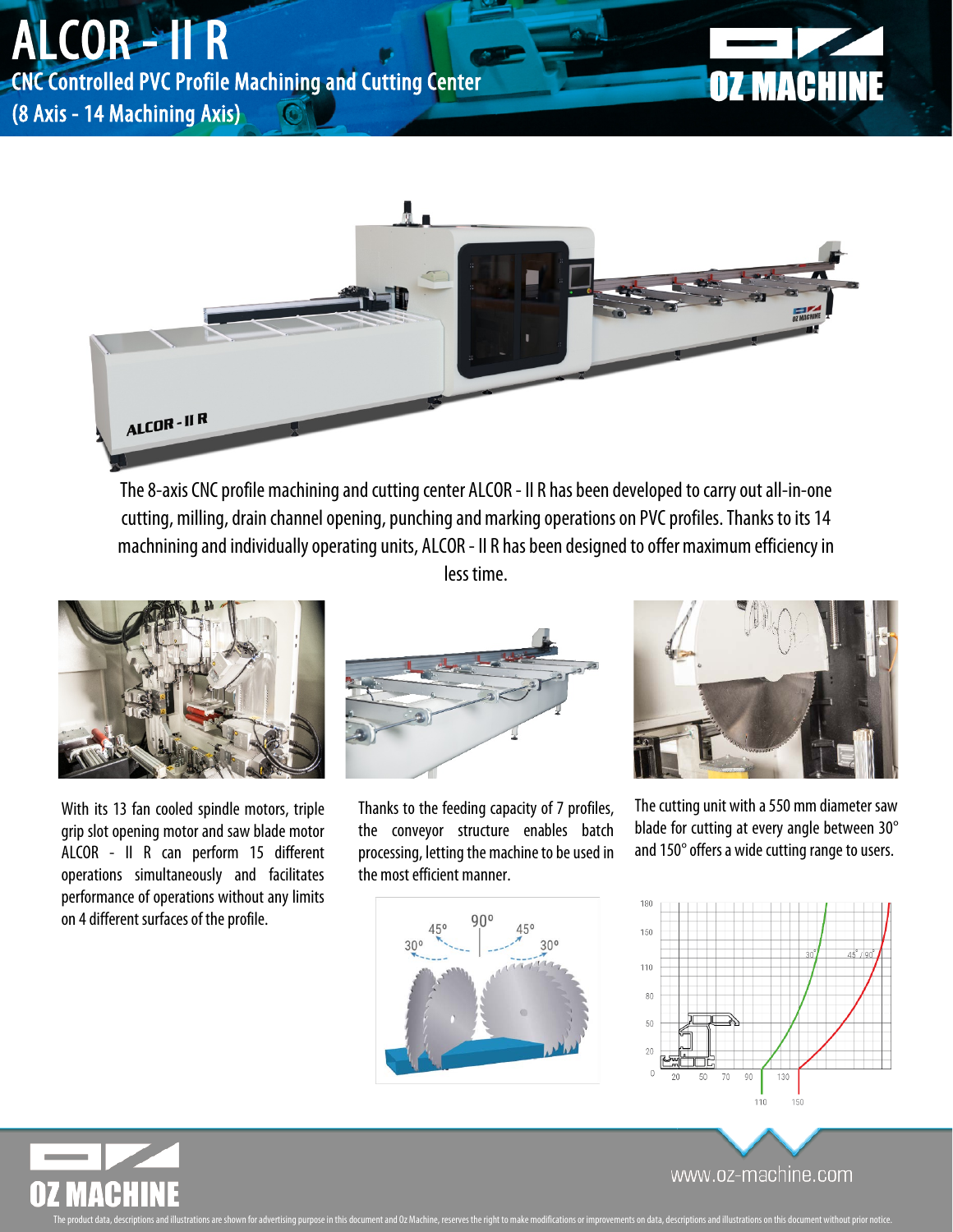# ALCOR - II R

## CNC Controlled PVC Profile Machining and Cutting Center
## (8 Axis - 14 Machining Axis)

The 8-axis CNC profile machining and cutting center ALCOR - II R has been developed to carry out all-in-one cutting, milling, drain channel opening, punching and marking operations on PVC profiles. Thanks to its 14 machnining and individually operating units, ALCOR - II R has been designed to offer maximum efficiency in less time.

With its 13 fan cooled spindle motors, triple grip slot opening motor and saw blade motor ALCOR - II R can perform 15 different operations simultaneously and facilitates performance of operations without any limits on 4 different surfaces of the profile.

Thanks to the feeding capacity of 7 profiles, the conveyor structure enables batch processing, letting the machine to be used in the most efficient manner.

The cutting unit with a 550 mm diameter saw blade for cutting at every angle between 30° and 150° offers a wide cutting range to users.

www.oz-machine.com

The product data, descriptions and illustrations are shown for advertising purpose in this document and Oz Machine, reserves the right to make modifications or improvements on data, descriptions and illustrations on this document without prior notice.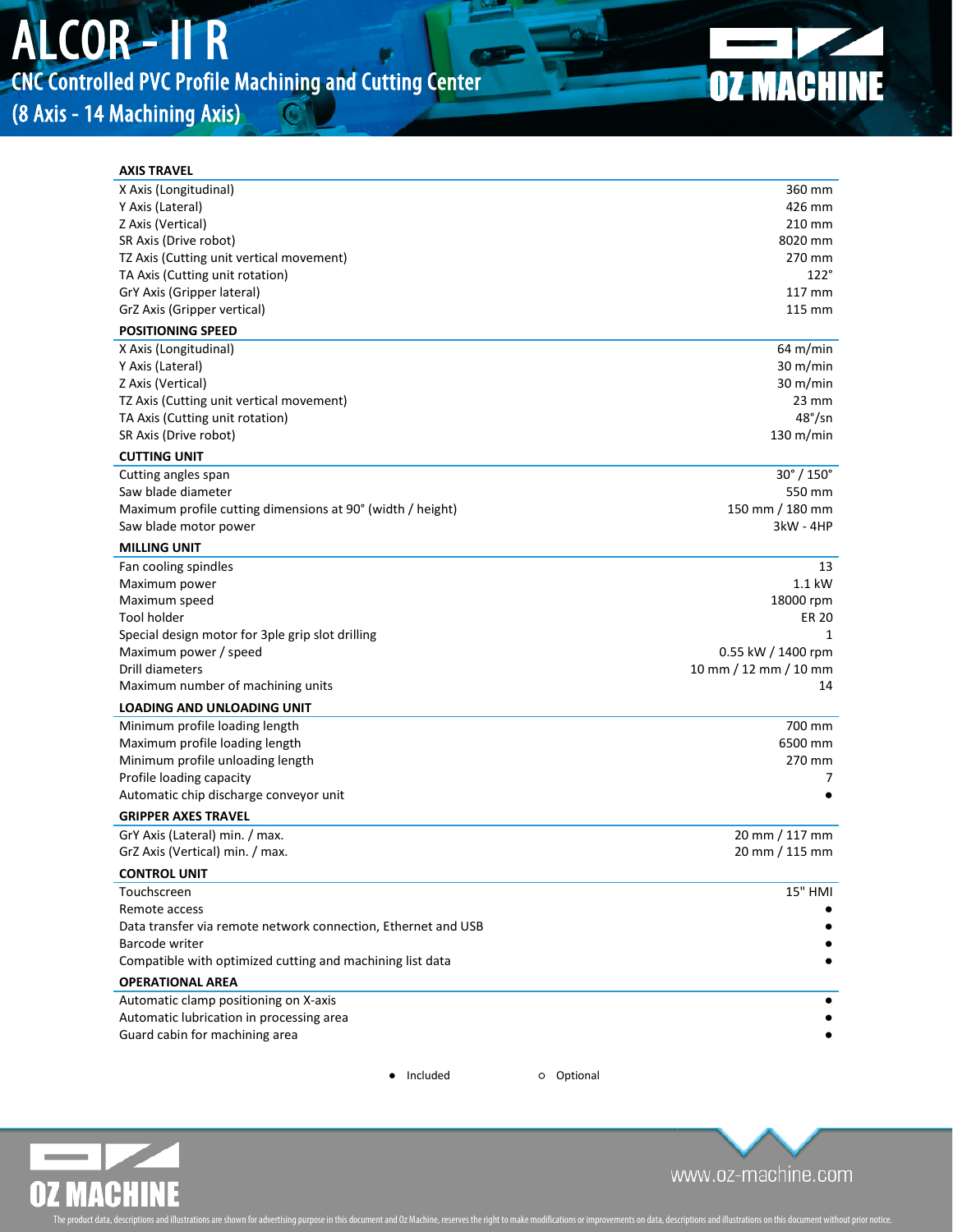# ALCOR - II R

## CNC Controlled PVC Profile Machining and Cutting Center

## (8 Axis - 14 Machining Axis)

OZ MACHINE

| AXIS TRAVEL | |
|---|---|
| X Axis (Longitudinal) | 360 mm |
| Y Axis (Lateral) | 426 mm |
| Z Axis (Vertical) | 210 mm |
| SR Axis (Drive robot) | 8020 mm |
| TZ Axis (Cutting unit vertical movement) | 270 mm |
| TA Axis (Cutting unit rotation) | 122° |
| GrY Axis (Gripper lateral) | 117 mm |
| GrZ Axis (Gripper vertical) | 115 mm |

| POSITIONING SPEED | |
|---|---|
| X Axis (Longitudinal) | 64 m/min |
| Y Axis (Lateral) | 30 m/min |
| Z Axis (Vertical) | 30 m/min |
| TZ Axis (Cutting unit vertical movement) | 23 mm |
| TA Axis (Cutting unit rotation) | 48°/sn |
| SR Axis (Drive robot) | 130 m/min |

| CUTTING UNIT | |
|---|---|
| Cutting angles span | 30° / 150° |
| Saw blade diameter | 550 mm |
| Maximum profile cutting dimensions at 90° (width / height) | 150 mm / 180 mm |
| Saw blade motor power | 3kW - 4HP |

| MILLING UNIT | |
|---|---|
| Fan cooling spindles | 13 |
| Maximum power | 1.1 kW |
| Maximum speed | 18000 rpm |
| Tool holder | ER 20 |
| Special design motor for 3ple grip slot drilling | 1 |
| Maximum power / speed | 0.55 kW / 1400 rpm |
| Drill diameters | 10 mm / 12 mm / 10 mm |
| Maximum number of machining units | 14 |

| LOADING AND UNLOADING UNIT | |
|---|---|
| Minimum profile loading length | 700 mm |
| Maximum profile loading length | 6500 mm |
| Minimum profile unloading length | 270 mm |
| Profile loading capacity | 7 |
| Automatic chip discharge conveyor unit | ● |

| GRIPPER AXES TRAVEL | |
|---|---|
| GrY Axis (Lateral) min. / max. | 20 mm / 117 mm |
| GrZ Axis (Vertical) min. / max. | 20 mm / 115 mm |

| CONTROL UNIT | |
|---|---|
| Touchscreen | 15" HMI |
| Remote access | ● |
| Data transfer via remote network connection, Ethernet and USB | ● |
| Barcode writer | ● |
| Compatible with optimized cutting and machining list data | ● |

| OPERATIONAL AREA | |
|---|---|
| Automatic clamp positioning on X-axis | ● |
| Automatic lubrication in processing area | ● |
| Guard cabin for machining area | ● |

● Included ○ Optional

OZ MACHINE

www.oz-machine.com

The product data, descriptions and illustrations are shown for advertising purpose in this document and Oz Machine, reserves the right to make modifications or improvements on data, descriptions and illustrations on this document without prior notice.